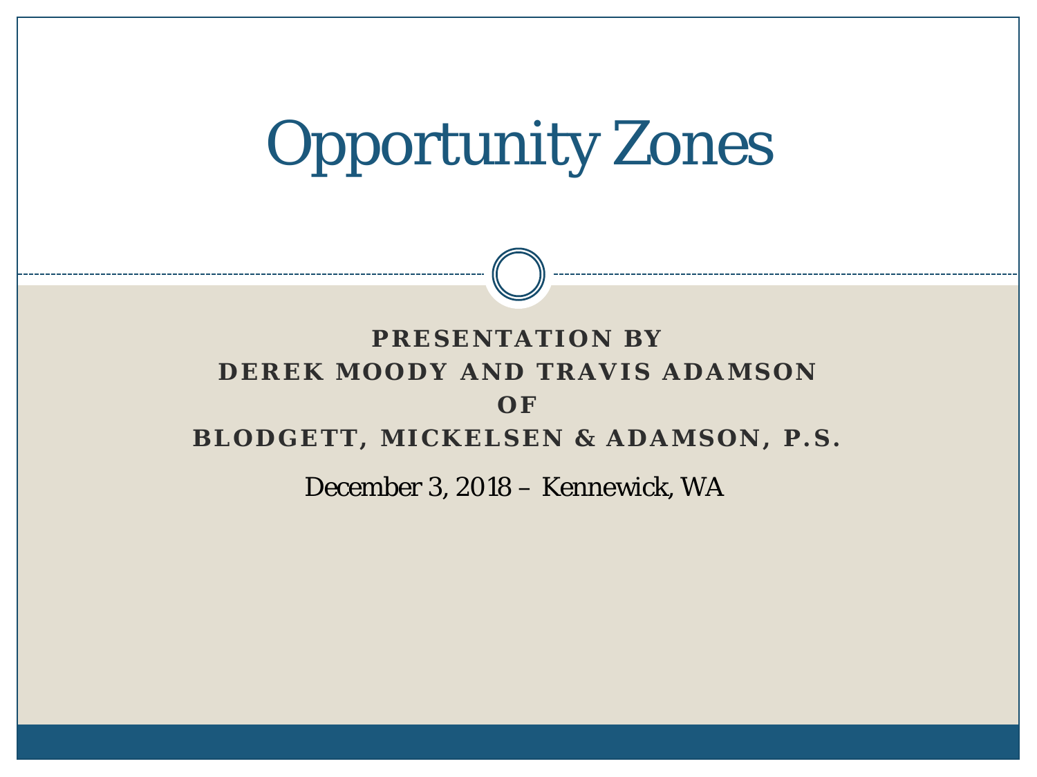# Opportunity Zones

**PRESENTATION BY**
**DEREK MOODY AND TRAVIS ADAMSON**
**OF**
**BLODGETT, MICKELSEN & ADAMSON, P.S.**

December 3, 2018 – Kennewick, WA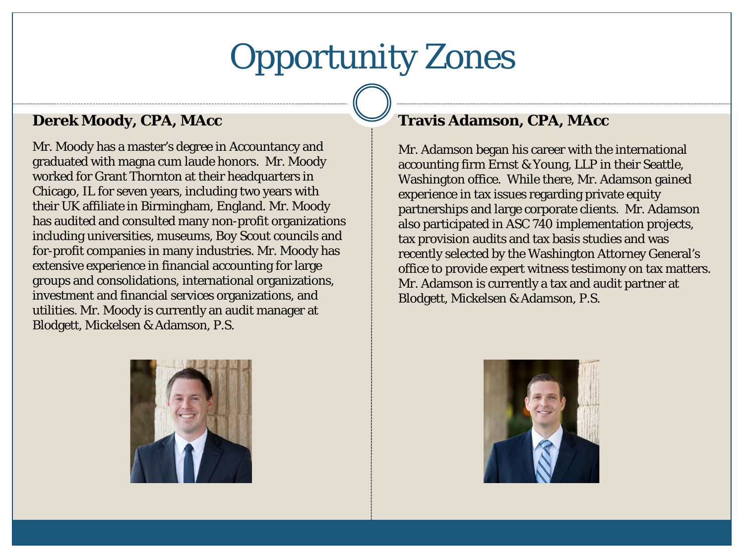# Opportunity Zones

## Derek Moody, CPA, MAcc

Mr. Moody has a master's degree in Accountancy and graduated with magna cum laude honors. Mr. Moody worked for Grant Thornton at their headquarters in Chicago, IL for seven years, including two years with their UK affiliate in Birmingham, England. Mr. Moody has audited and consulted many non-profit organizations including universities, museums, Boy Scout councils and for-profit companies in many industries. Mr. Moody has extensive experience in financial accounting for large groups and consolidations, international organizations, investment and financial services organizations, and utilities. Mr. Moody is currently an audit manager at Blodgett, Mickelsen & Adamson, P.S.

## Travis Adamson, CPA, MAcc

Mr. Adamson began his career with the international accounting firm Ernst & Young, LLP in their Seattle, Washington office. While there, Mr. Adamson gained experience in tax issues regarding private equity partnerships and large corporate clients. Mr. Adamson also participated in ASC 740 implementation projects, tax provision audits and tax basis studies and was recently selected by the Washington Attorney General's office to provide expert witness testimony on tax matters. Mr. Adamson is currently a tax and audit partner at Blodgett, Mickelsen & Adamson, P.S.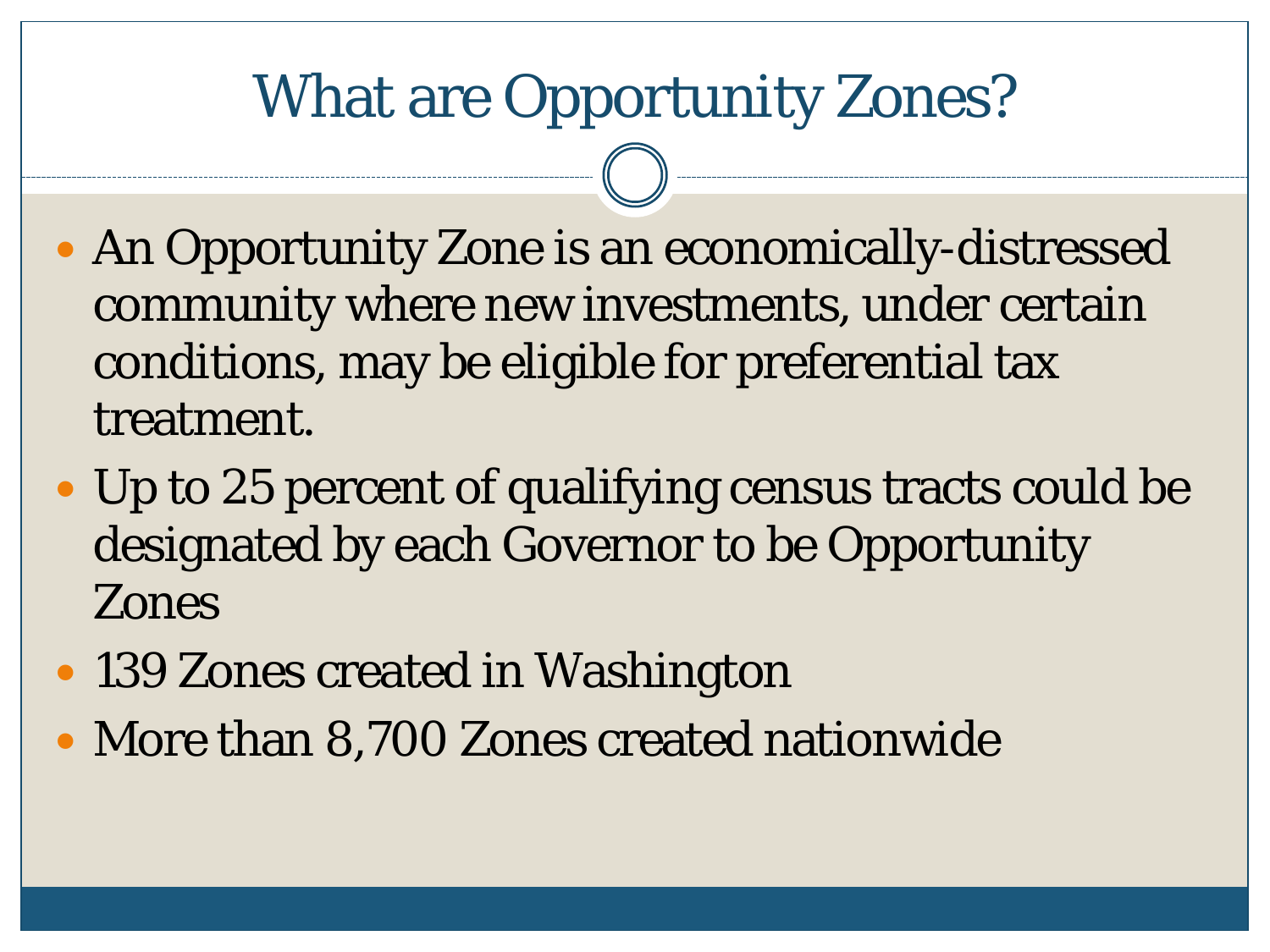# What are Opportunity Zones?

- An Opportunity Zone is an economically-distressed community where new investments, under certain conditions, may be eligible for preferential tax treatment.
- Up to 25 percent of qualifying census tracts could be designated by each Governor to be Opportunity Zones
- 139 Zones created in Washington
- More than 8,700 Zones created nationwide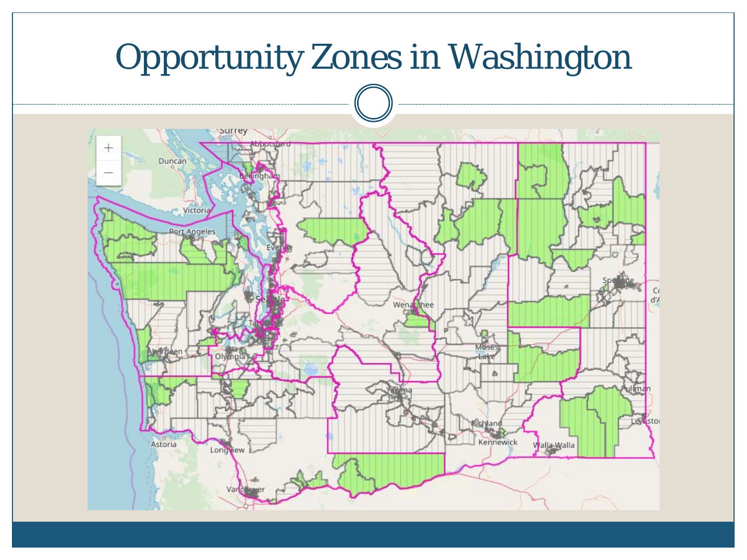# Opportunity Zones in Washington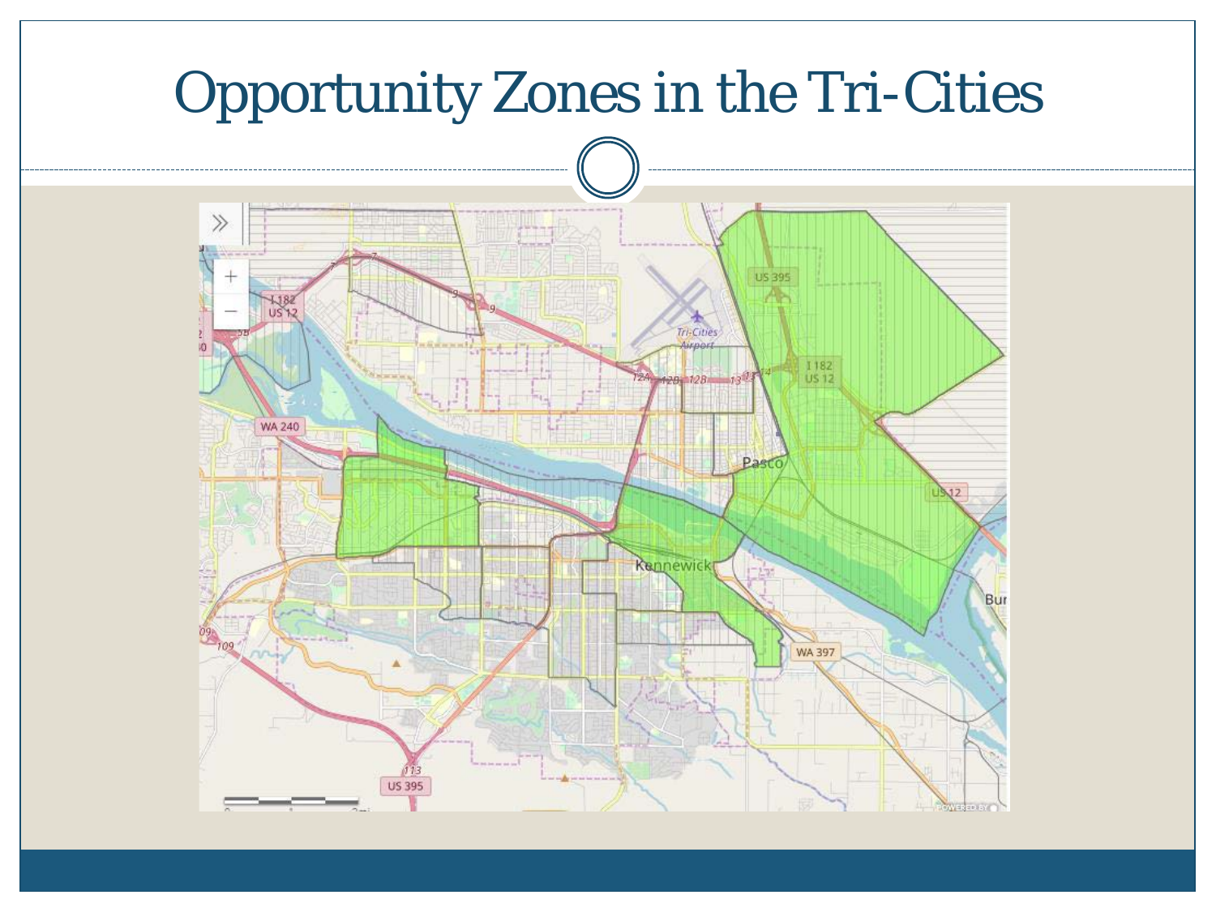# Opportunity Zones in the Tri-Cities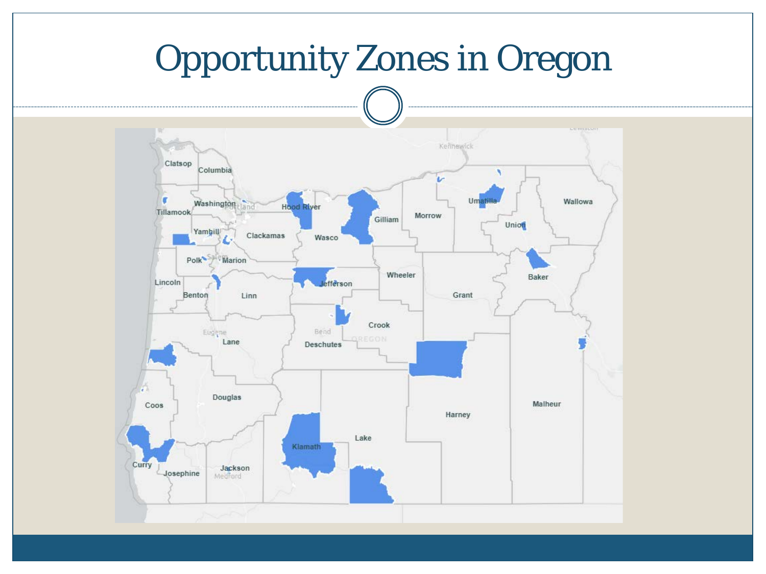# Opportunity Zones in Oregon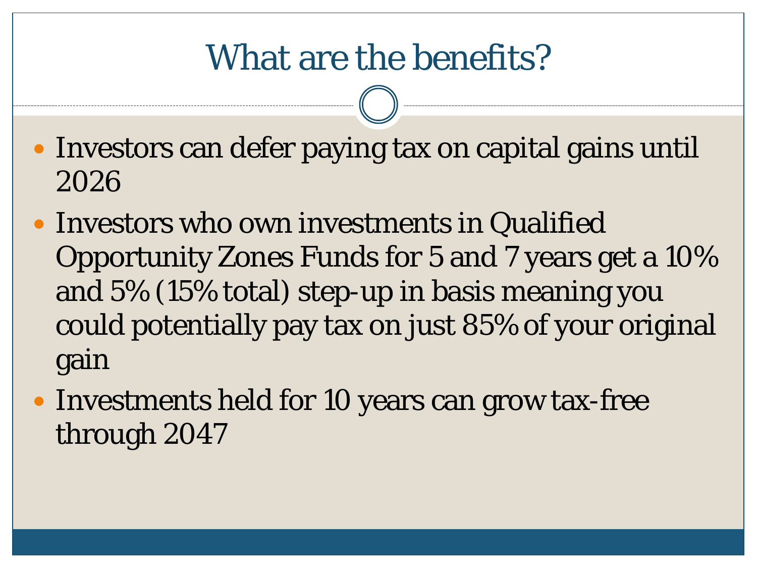# What are the benefits?

- Investors can defer paying tax on capital gains until 2026
- Investors who own investments in Qualified Opportunity Zones Funds for 5 and 7 years get a 10% and 5% (15% total) step-up in basis meaning you could potentially pay tax on just 85% of your original gain
- Investments held for 10 years can grow tax-free through 2047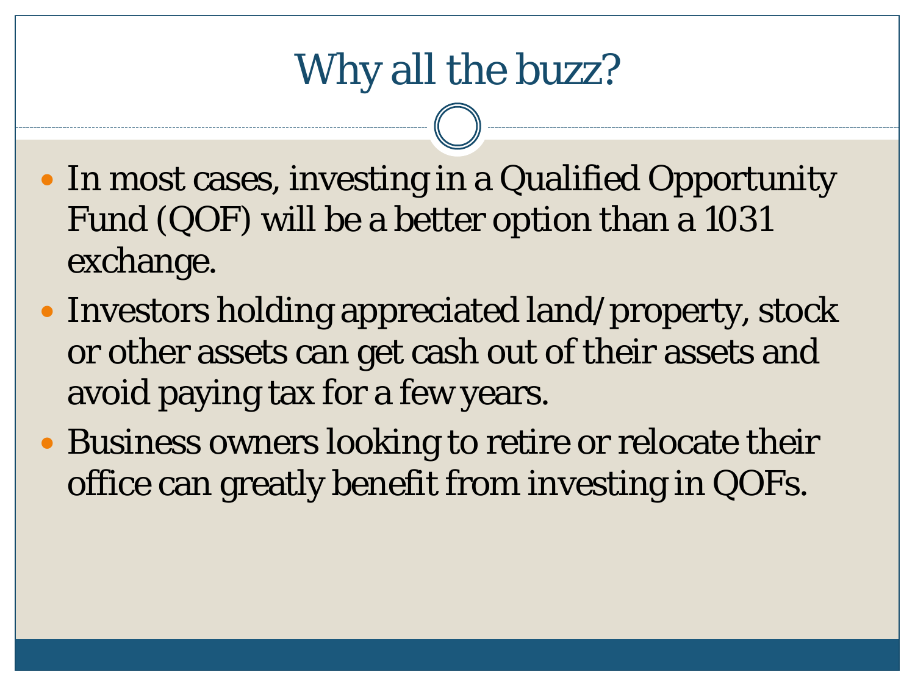# Why all the buzz?

- In most cases, investing in a Qualified Opportunity Fund (QOF) will be a better option than a 1031 exchange.
- Investors holding appreciated land/property, stock or other assets can get cash out of their assets and avoid paying tax for a few years.
- Business owners looking to retire or relocate their office can greatly benefit from investing in QOFs.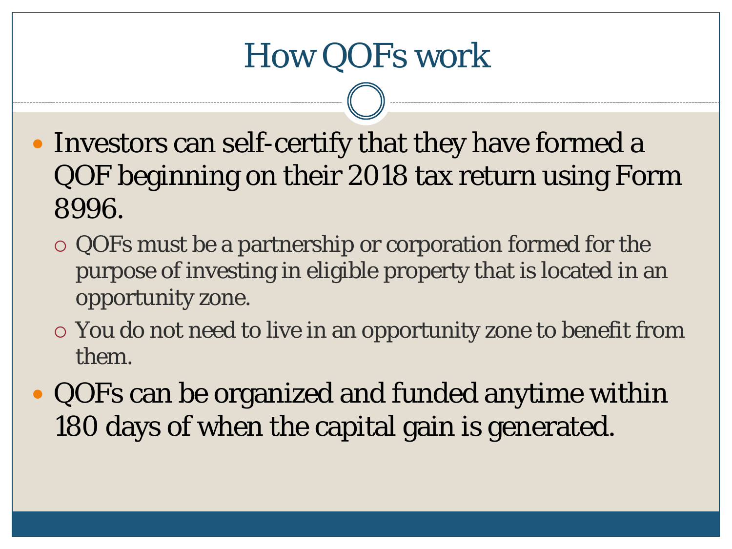# How QOFs work

- Investors can self-certify that they have formed a QOF beginning on their 2018 tax return using Form 8996.
  - QOFs must be a partnership or corporation formed for the purpose of investing in eligible property that is located in an opportunity zone.
  - You do not need to live in an opportunity zone to benefit from them.
- QOFs can be organized and funded anytime within 180 days of when the capital gain is generated.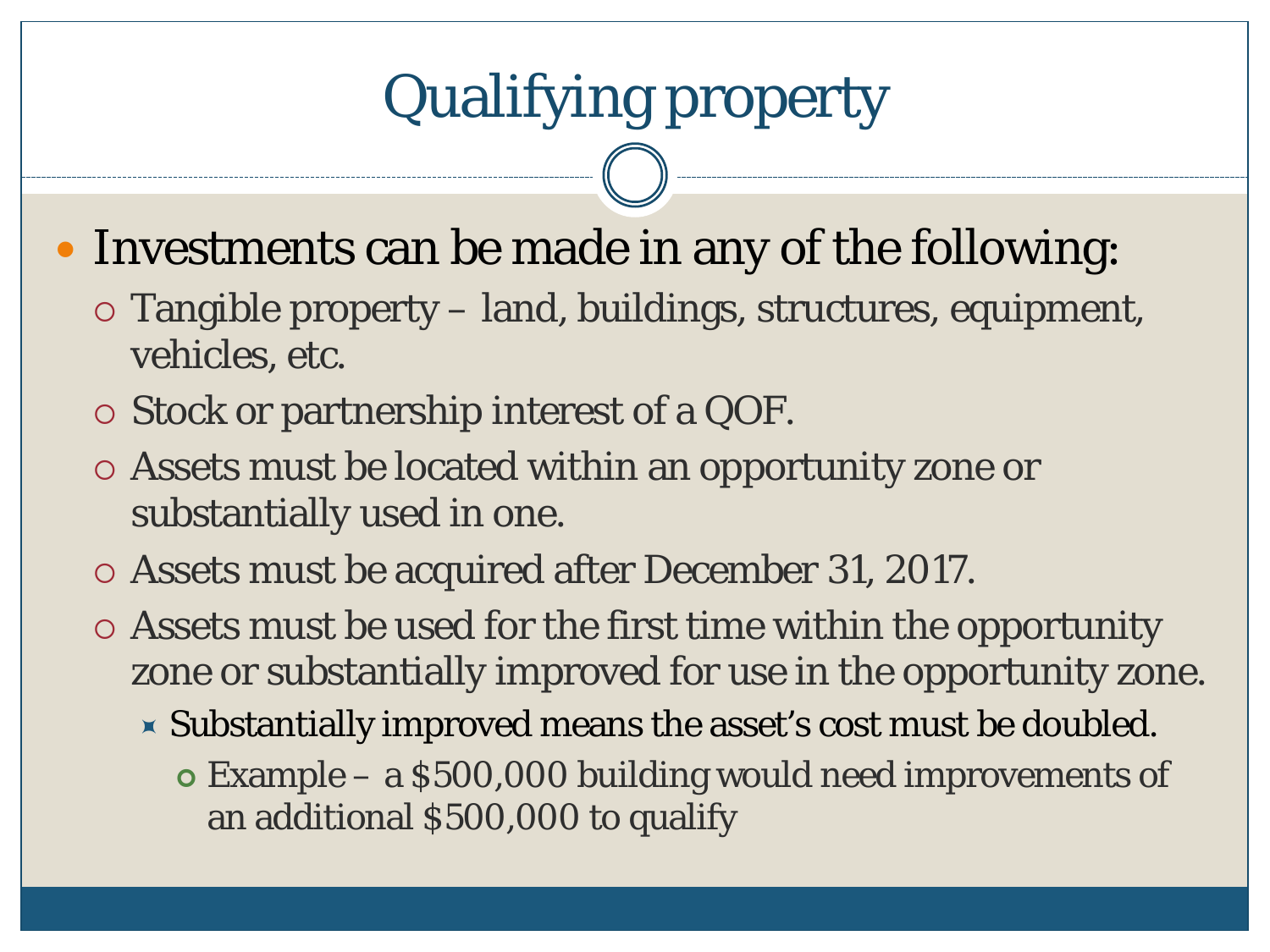# Qualifying property

- Investments can be made in any of the following:
  - Tangible property – land, buildings, structures, equipment, vehicles, etc.
  - Stock or partnership interest of a QOF.
  - Assets must be located within an opportunity zone or substantially used in one.
  - Assets must be acquired after December 31, 2017.
  - Assets must be used for the first time within the opportunity zone or substantially improved for use in the opportunity zone.
    - Substantially improved means the asset's cost must be doubled.
      - Example – a $500,000 building would need improvements of an additional $500,000 to qualify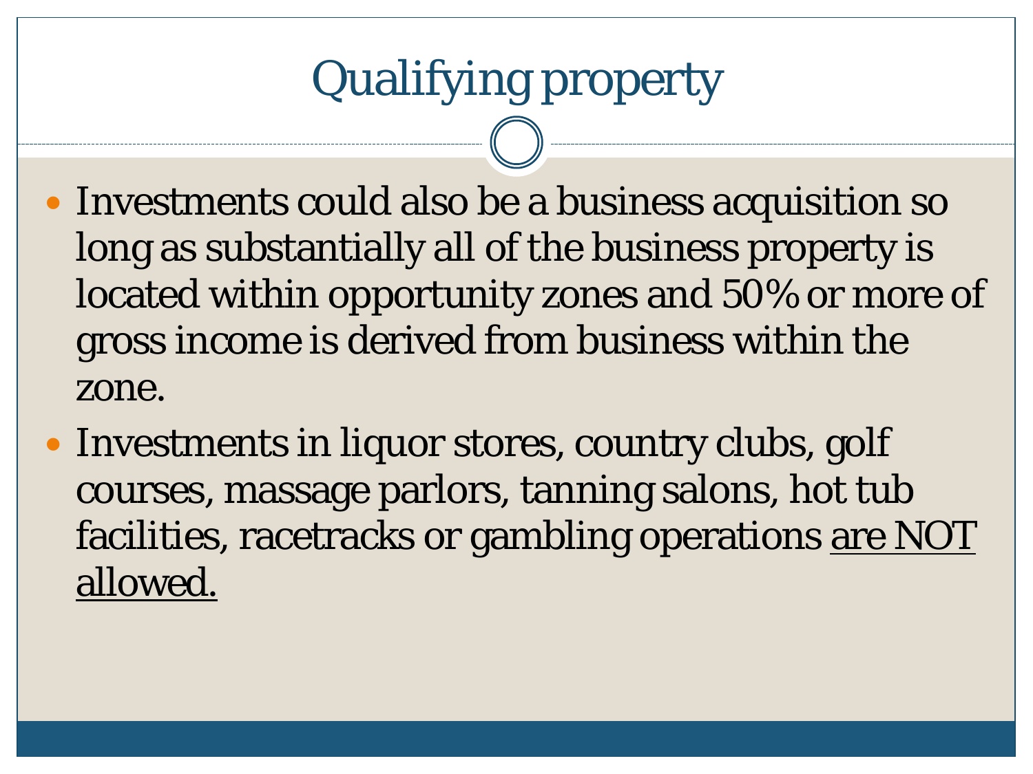# Qualifying property

- Investments could also be a business acquisition so long as substantially all of the business property is located within opportunity zones and 50% or more of gross income is derived from business within the zone.
- Investments in liquor stores, country clubs, golf courses, massage parlors, tanning salons, hot tub facilities, racetracks or gambling operations <u>are NOT allowed.</u>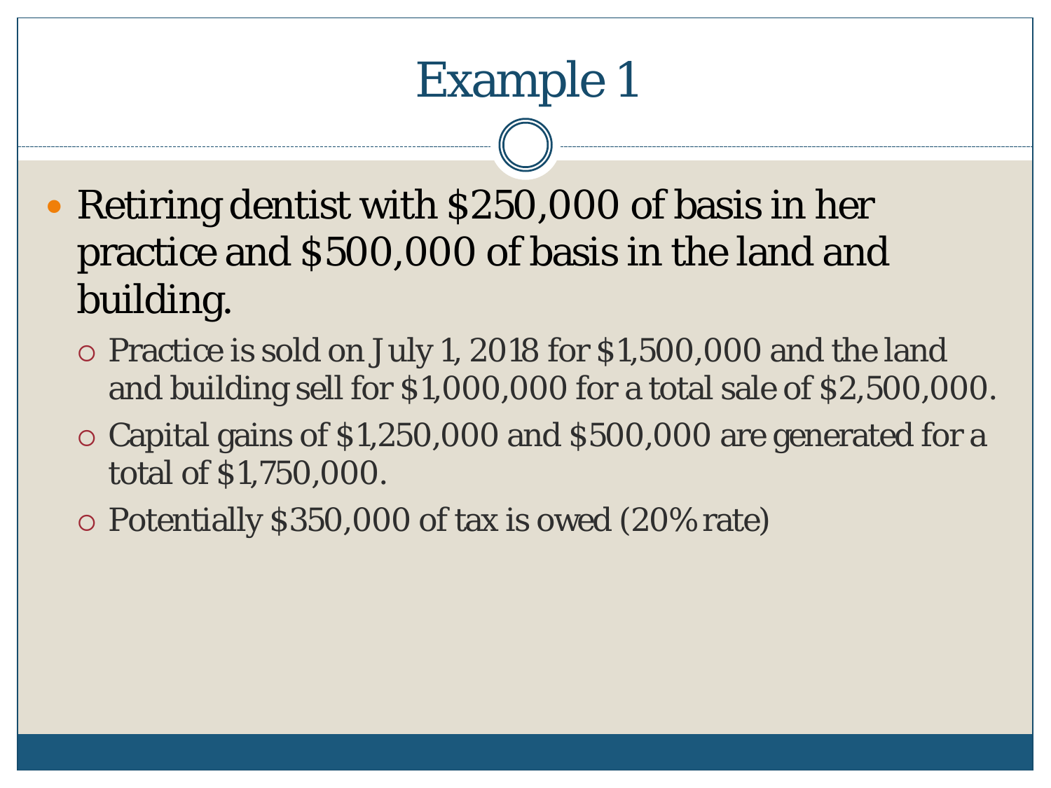# Example 1

- Retiring dentist with $250,000 of basis in her practice and $500,000 of basis in the land and building.
  - Practice is sold on July 1, 2018 for $1,500,000 and the land and building sell for $1,000,000 for a total sale of $2,500,000.
  - Capital gains of $1,250,000 and $500,000 are generated for a total of $1,750,000.
  - Potentially $350,000 of tax is owed (20% rate)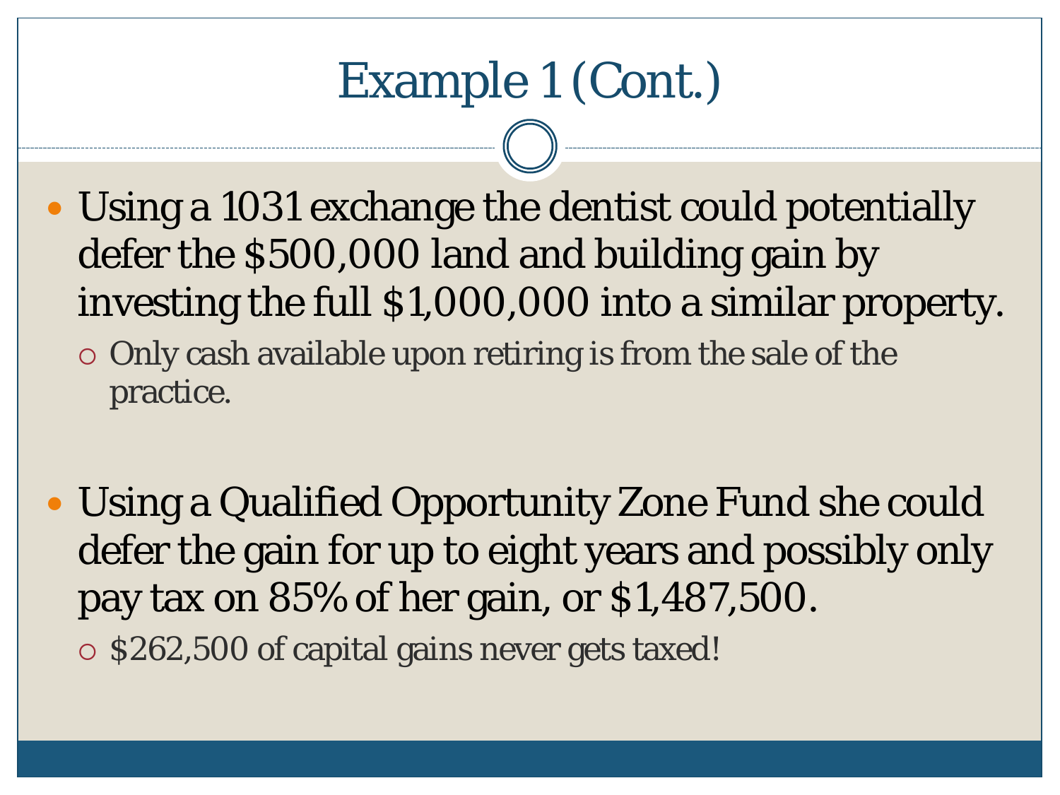# Example 1 (Cont.)

- Using a 1031 exchange the dentist could potentially defer the $500,000 land and building gain by investing the full $1,000,000 into a similar property.
  - Only cash available upon retiring is from the sale of the practice.

- Using a Qualified Opportunity Zone Fund she could defer the gain for up to eight years and possibly only pay tax on 85% of her gain, or $1,487,500.
  - $262,500 of capital gains never gets taxed!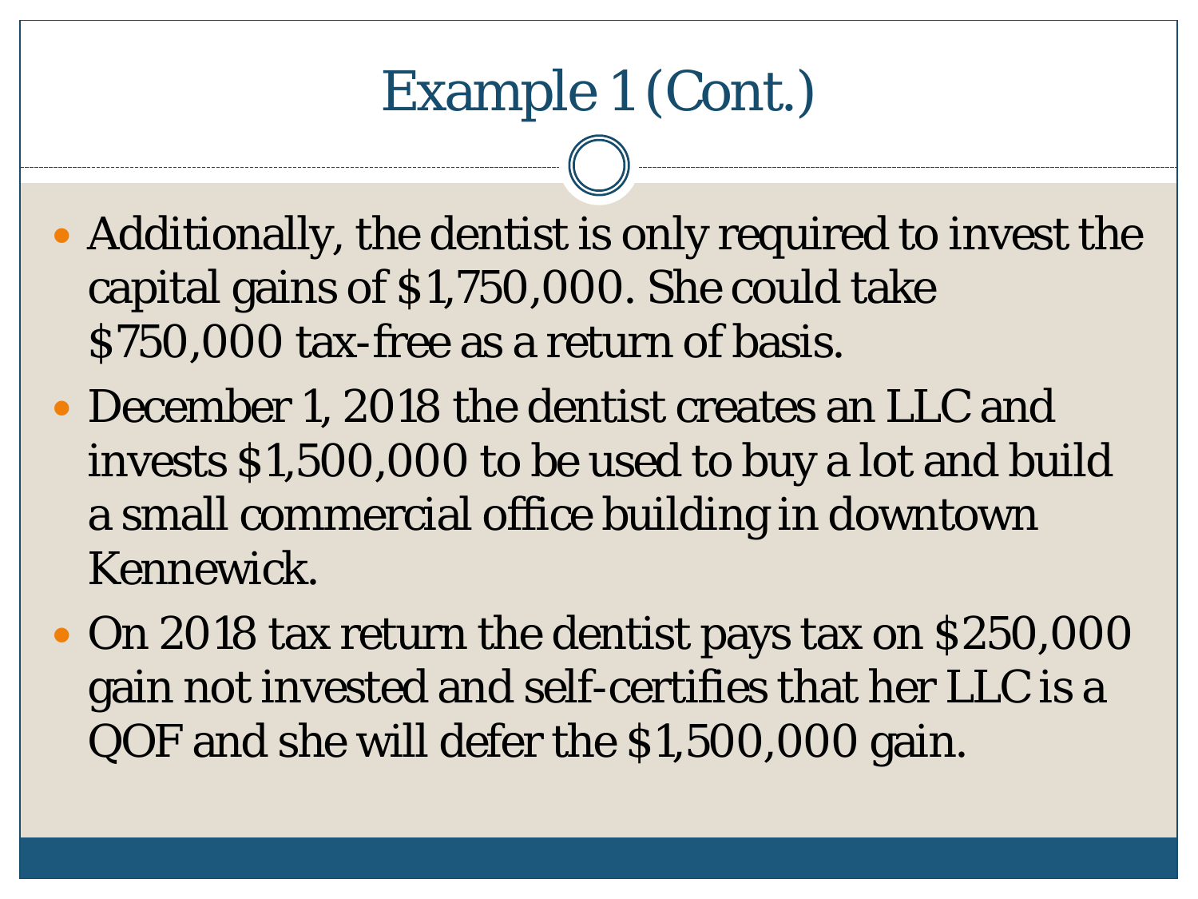# Example 1 (Cont.)

- Additionally, the dentist is only required to invest the capital gains of $1,750,000. She could take $750,000 tax-free as a return of basis.
- December 1, 2018 the dentist creates an LLC and invests $1,500,000 to be used to buy a lot and build a small commercial office building in downtown Kennewick.
- On 2018 tax return the dentist pays tax on $250,000 gain not invested and self-certifies that her LLC is a QOF and she will defer the $1,500,000 gain.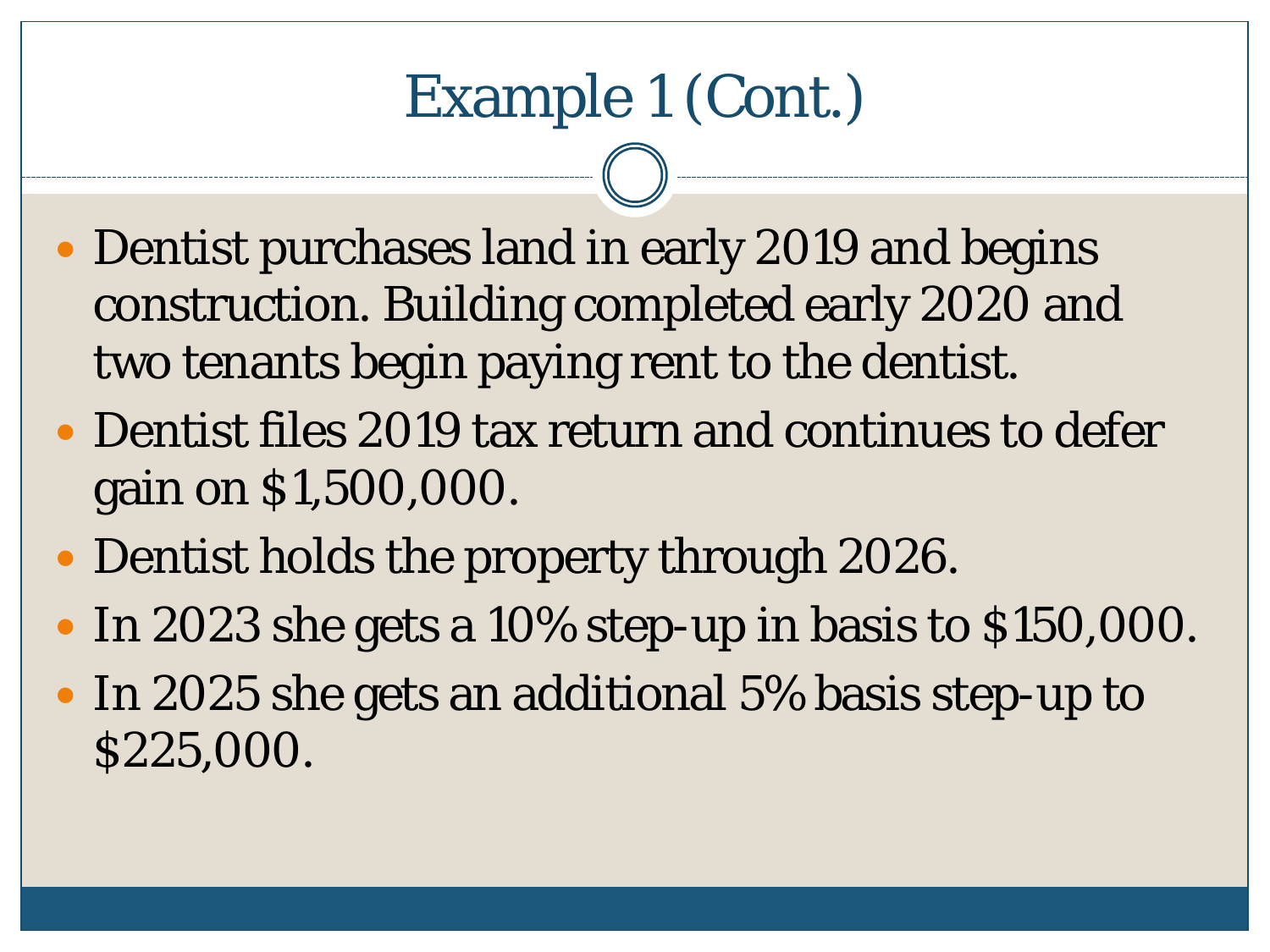# Example 1 (Cont.)

- Dentist purchases land in early 2019 and begins construction. Building completed early 2020 and two tenants begin paying rent to the dentist.
- Dentist files 2019 tax return and continues to defer gain on $1,500,000.
- Dentist holds the property through 2026.
- In 2023 she gets a 10% step-up in basis to $150,000.
- In 2025 she gets an additional 5% basis step-up to $225,000.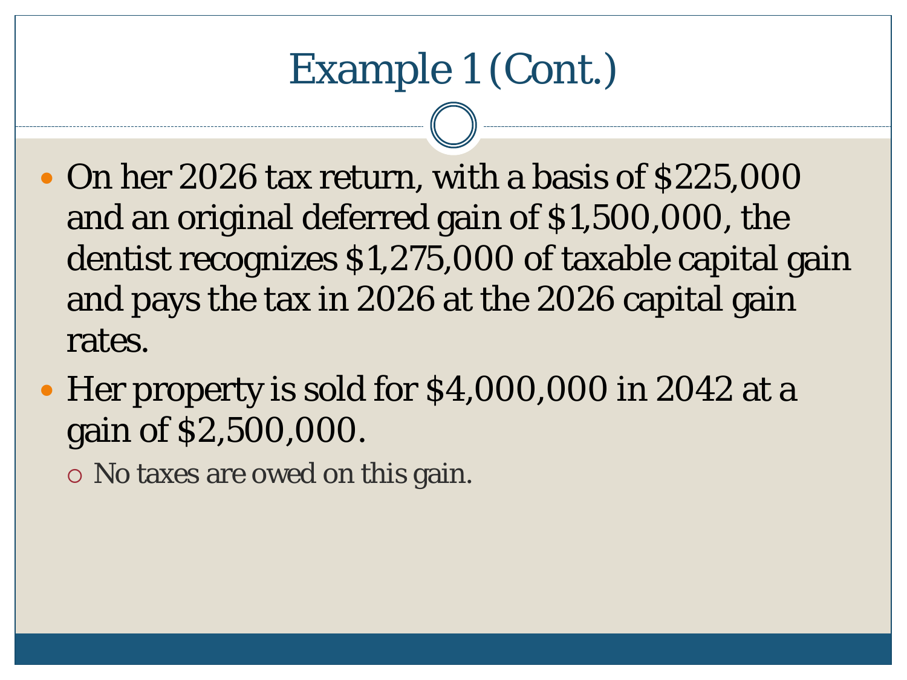# Example 1 (Cont.)

- On her 2026 tax return, with a basis of $225,000 and an original deferred gain of $1,500,000, the dentist recognizes $1,275,000 of taxable capital gain and pays the tax in 2026 at the 2026 capital gain rates.
- Her property is sold for $4,000,000 in 2042 at a gain of $2,500,000.
  - No taxes are owed on this gain.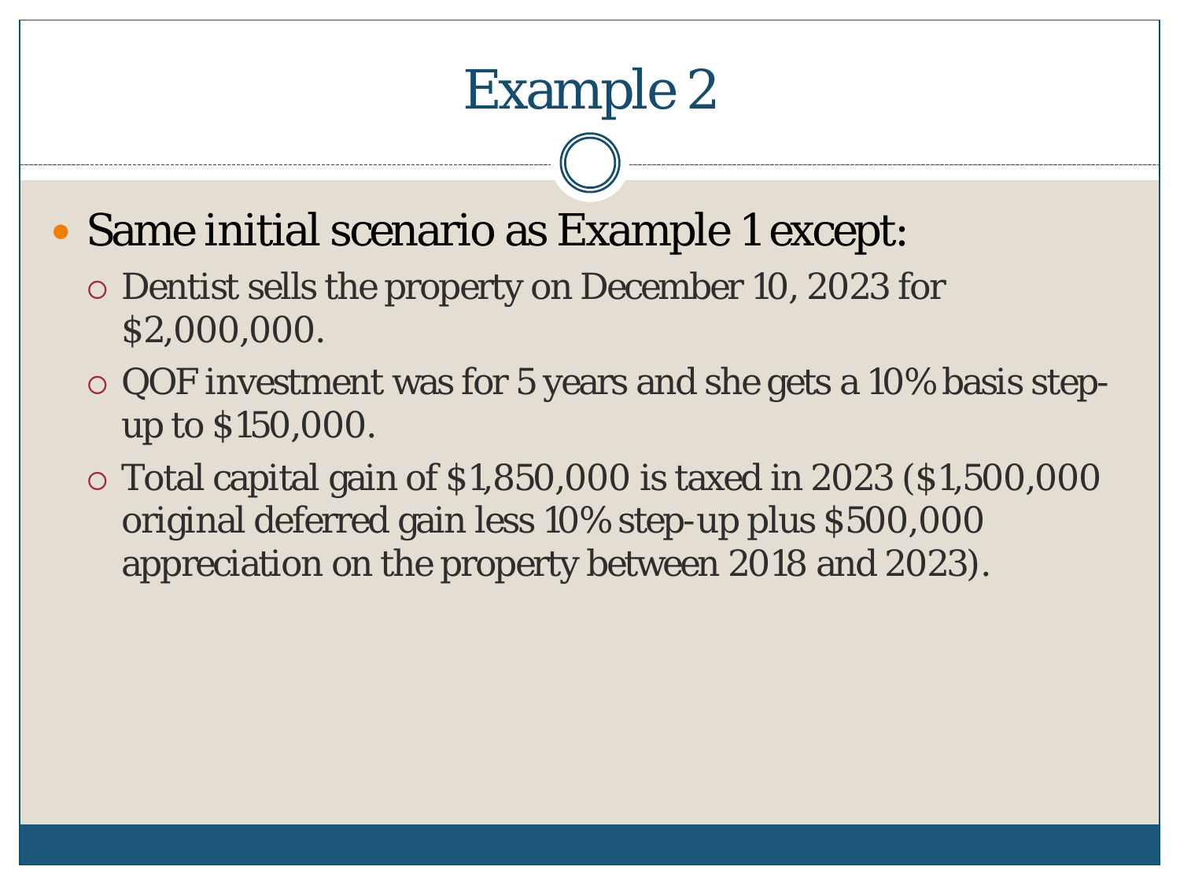# Example 2

- Same initial scenario as Example 1 except:
  - Dentist sells the property on December 10, 2023 for $2,000,000.
  - QOF investment was for 5 years and she gets a 10% basis step-up to $150,000.
  - Total capital gain of $1,850,000 is taxed in 2023 ($1,500,000 original deferred gain less 10% step-up plus $500,000 appreciation on the property between 2018 and 2023).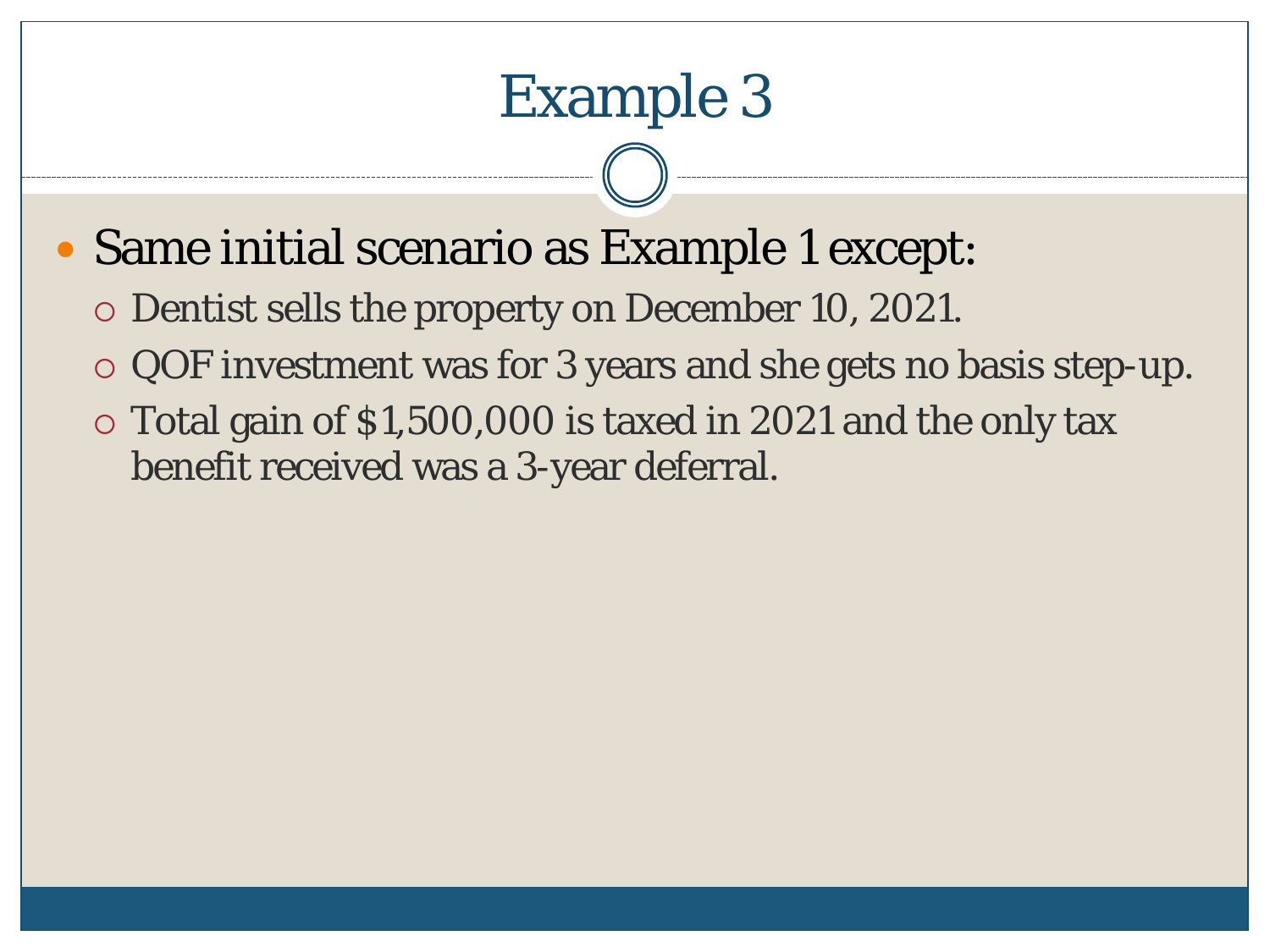# Example 3

- Same initial scenario as Example 1 except:
  - Dentist sells the property on December 10, 2021.
  - QOF investment was for 3 years and she gets no basis step-up.
  - Total gain of $1,500,000 is taxed in 2021 and the only tax benefit received was a 3-year deferral.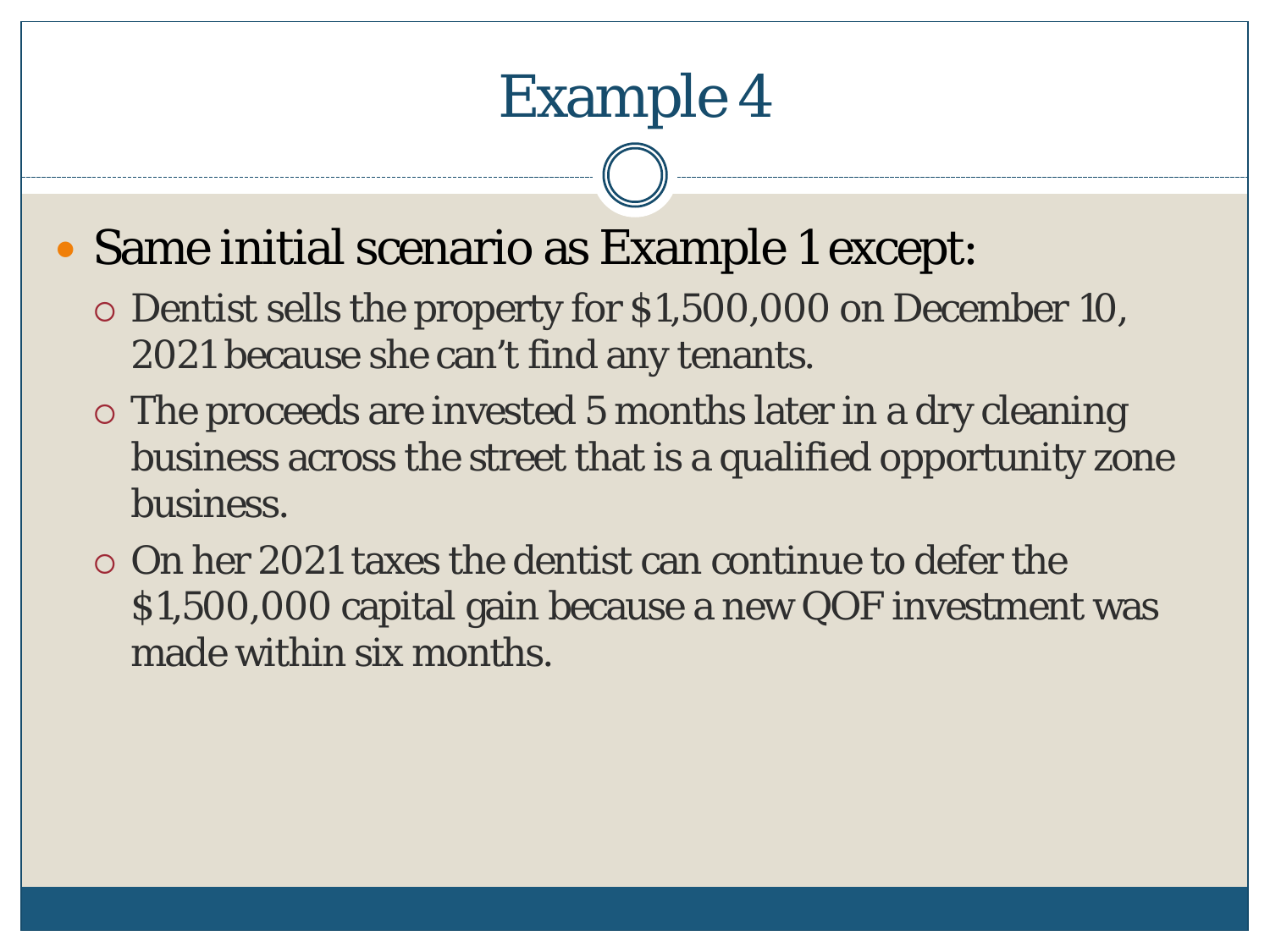# Example 4

- Same initial scenario as Example 1 except:
  - Dentist sells the property for $1,500,000 on December 10, 2021 because she can't find any tenants.
  - The proceeds are invested 5 months later in a dry cleaning business across the street that is a qualified opportunity zone business.
  - On her 2021 taxes the dentist can continue to defer the $1,500,000 capital gain because a new QOF investment was made within six months.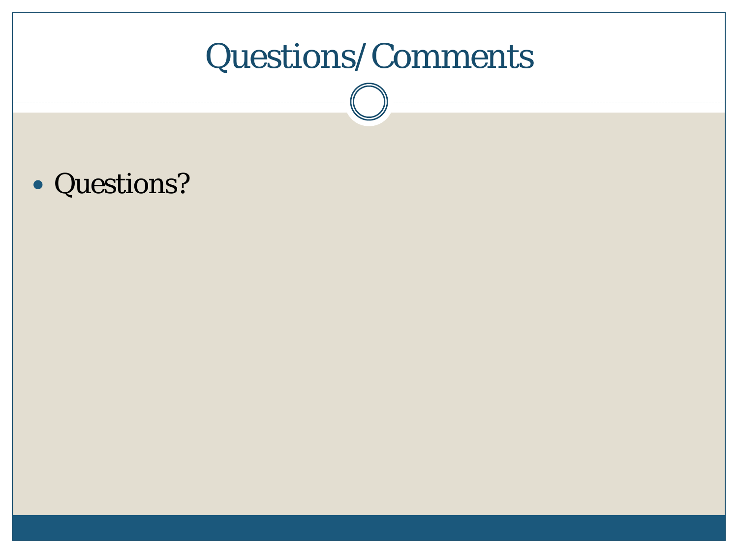# Questions/Comments

- Questions?